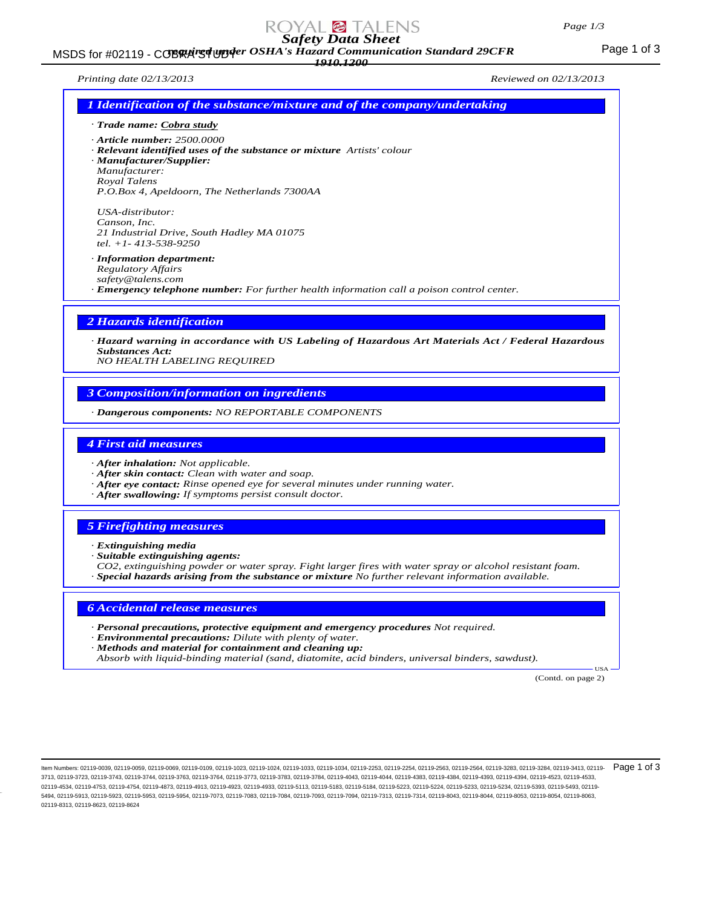# Safety Data Sheet

**required under OSHA's Hazard Communication Standard 29CFR 1910.1200**

Printing date 02/13/2013 Reviewed on 02/13/2013

## 1 Identification of the substance/mixture and of the company/undertaking

· **Trade name:** Cobra study

· **Article number:** 2500.0000
· **Relevant identified uses of the substance or mixture** Artists' colour
· **Manufacturer/Supplier:**
Manufacturer:
Royal Talens
P.O.Box 4, Apeldoorn, The Netherlands 7300AA

USA-distributor:
Canson, Inc.
21 Industrial Drive, South Hadley MA 01075
tel. +1- 413-538-9250

· **Information department:**
Regulatory Affairs
safety@talens.com
· **Emergency telephone number:** For further health information call a poison control center.

## 2 Hazards identification

· **Hazard warning in accordance with US Labeling of Hazardous Art Materials Act / Federal Hazardous Substances Act:**
NO HEALTH LABELING REQUIRED

## 3 Composition/information on ingredients

· **Dangerous components:** NO REPORTABLE COMPONENTS

## 4 First aid measures

· **After inhalation:** Not applicable.
· **After skin contact:** Clean with water and soap.
· **After eye contact:** Rinse opened eye for several minutes under running water.
· **After swallowing:** If symptoms persist consult doctor.

## 5 Firefighting measures

· **Extinguishing media**
· **Suitable extinguishing agents:**
$CO_2$, extinguishing powder or water spray. Fight larger fires with water spray or alcohol resistant foam.
· **Special hazards arising from the substance or mixture** No further relevant information available.

## 6 Accidental release measures

· **Personal precautions, protective equipment and emergency procedures** Not required.
· **Environmental precautions:** Dilute with plenty of water.
· **Methods and material for containment and cleaning up:**
Absorb with liquid-binding material (sand, diatomite, acid binders, universal binders, sawdust).

(Contd. on page 2)

Item Numbers: 02119-0039, 02119-0059, 02119-0069, 02119-0109, 02119-1023, 02119-1024, 02119-1033, 02119-1034, 02119-2253, 02119-2254, 02119-2563, 02119-2564, 02119-3283, 02119-3284, 02119-3413, 02119-3713, 02119-3723, 02119-3743, 02119-3744, 02119-3763, 02119-3764, 02119-3773, 02119-3783, 02119-3784, 02119-4043, 02119-4044, 02119-4383, 02119-4384, 02119-4393, 02119-4394, 02119-4523, 02119-4533, 02119-4534, 02119-4753, 02119-4754, 02119-4873, 02119-4913, 02119-4923, 02119-4933, 02119-5113, 02119-5183, 02119-5184, 02119-5223, 02119-5224, 02119-5233, 02119-5234, 02119-5393, 02119-5493, 02119-5494, 02119-5913, 02119-5923, 02119-5953, 02119-5954, 02119-7073, 02119-7083, 02119-7084, 02119-7093, 02119-7094, 02119-7313, 02119-7314, 02119-8043, 02119-8044, 02119-8053, 02119-8054, 02119-8063, 02119-8313, 02119-8623, 02119-8624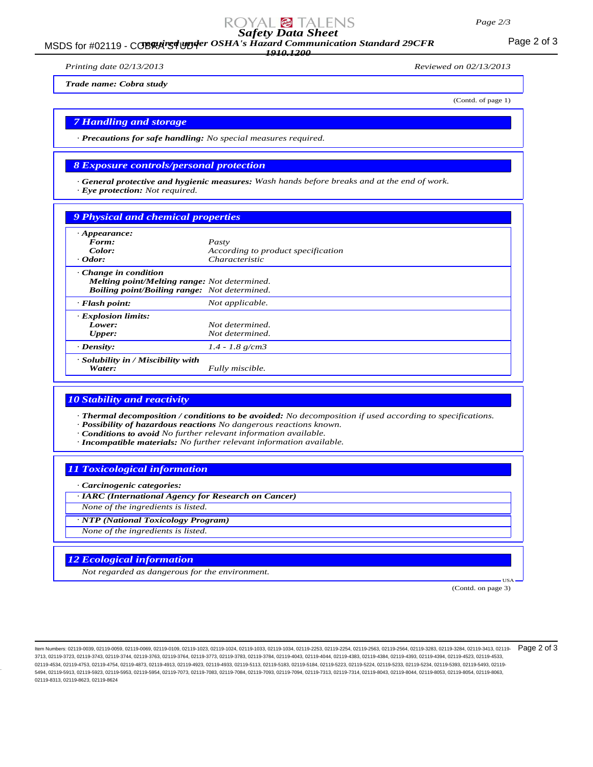*Trade name: Cobra study*

(Contd. of page 1)

## 7 Handling and storage

· ***Precautions for safe handling:*** *No special measures required.*

## 8 Exposure controls/personal protection

· ***General protective and hygienic measures:*** *Wash hands before breaks and at the end of work.*
· ***Eye protection:*** *Not required.*

## 9 Physical and chemical properties

| | |
|---|---|
| · **Appearance:** | |
| **Form:** | Pasty |
| **Color:** | According to product specification |
| · **Odor:** | Characteristic |
| · **Change in condition** | |
| **Melting point/Melting range:** | Not determined. |
| **Boiling point/Boiling range:** | Not determined. |
| · **Flash point:** | Not applicable. |
| · **Explosion limits:** | |
| **Lower:** | Not determined. |
| **Upper:** | Not determined. |
| · **Density:** | 1.4 - 1.8 g/cm3 |
| · **Solubility in / Miscibility with** | |
| **Water:** | Fully miscible. |

## 10 Stability and reactivity

· ***Thermal decomposition / conditions to be avoided:*** *No decomposition if used according to specifications.*
· ***Possibility of hazardous reactions*** *No dangerous reactions known.*
· ***Conditions to avoid*** *No further relevant information available.*
· ***Incompatible materials:*** *No further relevant information available.*

## 11 Toxicological information

· ***Carcinogenic categories:***

· ***IARC (International Agency for Research on Cancer)***

*None of the ingredients is listed.*

· ***NTP (National Toxicology Program)***

*None of the ingredients is listed.*

## 12 Ecological information

*Not regarded as dangerous for the environment.*

USA

(Contd. on page 3)

Item Numbers: 02119-0039, 02119-0059, 02119-0069, 02119-0109, 02119-1023, 02119-1024, 02119-1033, 02119-1034, 02119-2253, 02119-2254, 02119-2563, 02119-2564, 02119-3283, 02119-3284, 02119-3413, 02119-3713, 02119-3723, 02119-3743, 02119-3744, 02119-3763, 02119-3764, 02119-3773, 02119-3783, 02119-3784, 02119-4043, 02119-4044, 02119-4383, 02119-4384, 02119-4393, 02119-4394, 02119-4523, 02119-4533, 02119-4534, 02119-4753, 02119-4754, 02119-4873, 02119-4913, 02119-4923, 02119-4933, 02119-5113, 02119-5183, 02119-5184, 02119-5223, 02119-5224, 02119-5233, 02119-5234, 02119-5393, 02119-5493, 02119-5494, 02119-5913, 02119-5923, 02119-5953, 02119-5954, 02119-7073, 02119-7083, 02119-7084, 02119-7093, 02119-7094, 02119-7313, 02119-7314, 02119-8043, 02119-8044, 02119-8053, 02119-8054, 02119-8063, 02119-8313, 02119-8623, 02119-8624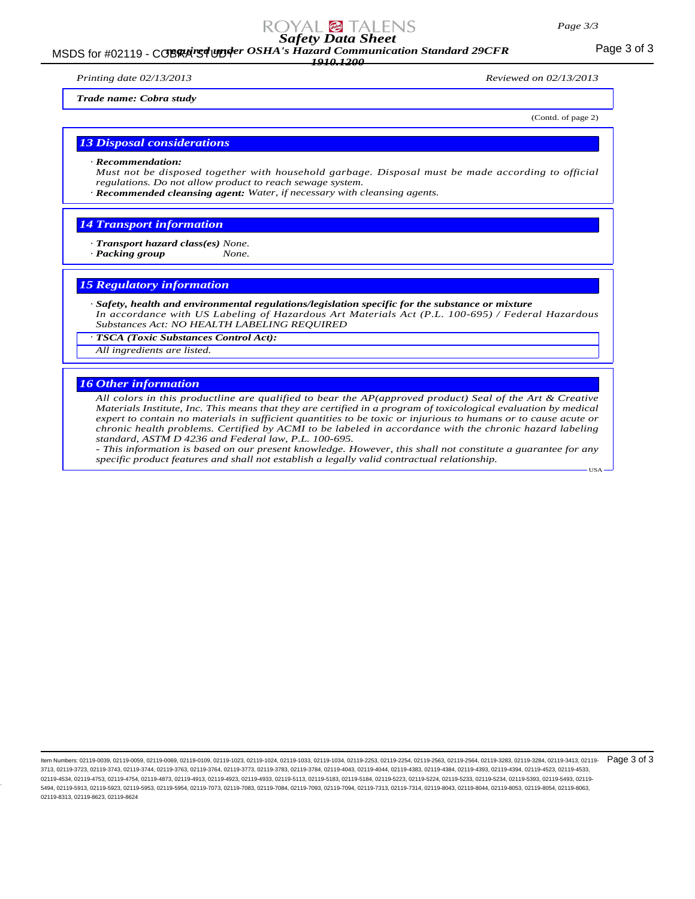Printing date 02/13/2013 | Reviewed on 02/13/2013

**Trade name: Cobra study**

(Contd. of page 2)

## 13 Disposal considerations

· ***Recommendation:***
*Must not be disposed together with household garbage. Disposal must be made according to official regulations. Do not allow product to reach sewage system.*

· ***Recommended cleansing agent:*** *Water, if necessary with cleansing agents.*

## 14 Transport information

· ***Transport hazard class(es)*** *None.*

· ***Packing group*** *None.*

## 15 Regulatory information

· ***Safety, health and environmental regulations/legislation specific for the substance or mixture***
*In accordance with US Labeling of Hazardous Art Materials Act (P.L. 100-695) / Federal Hazardous Substances Act: NO HEALTH LABELING REQUIRED*

· ***TSCA (Toxic Substances Control Act):***
*All ingredients are listed.*

## 16 Other information

*All colors in this productline are qualified to bear the AP(approved product) Seal of the Art & Creative Materials Institute, Inc. This means that they are certified in a program of toxicological evaluation by medical expert to contain no materials in sufficient quantities to be toxic or injurious to humans or to cause acute or chronic health problems. Certified by ACMI to be labeled in accordance with the chronic hazard labeling standard, ASTM D 4236 and Federal law, P.L. 100-695.*

*- This information is based on our present knowledge. However, this shall not constitute a guarantee for any specific product features and shall not establish a legally valid contractual relationship.*

USA

Item Numbers: 02119-0039, 02119-0059, 02119-0069, 02119-0109, 02119-1023, 02119-1024, 02119-1033, 02119-1034, 02119-2253, 02119-2254, 02119-2563, 02119-2564, 02119-3283, 02119-3284, 02119-3413, 02119-3713, 02119-3723, 02119-3743, 02119-3744, 02119-3763, 02119-3764, 02119-3773, 02119-3783, 02119-3784, 02119-4043, 02119-4044, 02119-4383, 02119-4384, 02119-4393, 02119-4394, 02119-4523, 02119-4533, 02119-4534, 02119-4753, 02119-4754, 02119-4873, 02119-4913, 02119-4923, 02119-4933, 02119-5113, 02119-5183, 02119-5184, 02119-5223, 02119-5224, 02119-5233, 02119-5234, 02119-5393, 02119-5493, 02119-5494, 02119-5913, 02119-5923, 02119-5953, 02119-5954, 02119-7073, 02119-7083, 02119-7084, 02119-7093, 02119-7094, 02119-7313, 02119-7314, 02119-8043, 02119-8044, 02119-8053, 02119-8054, 02119-8063, 02119-8313, 02119-8623, 02119-8624